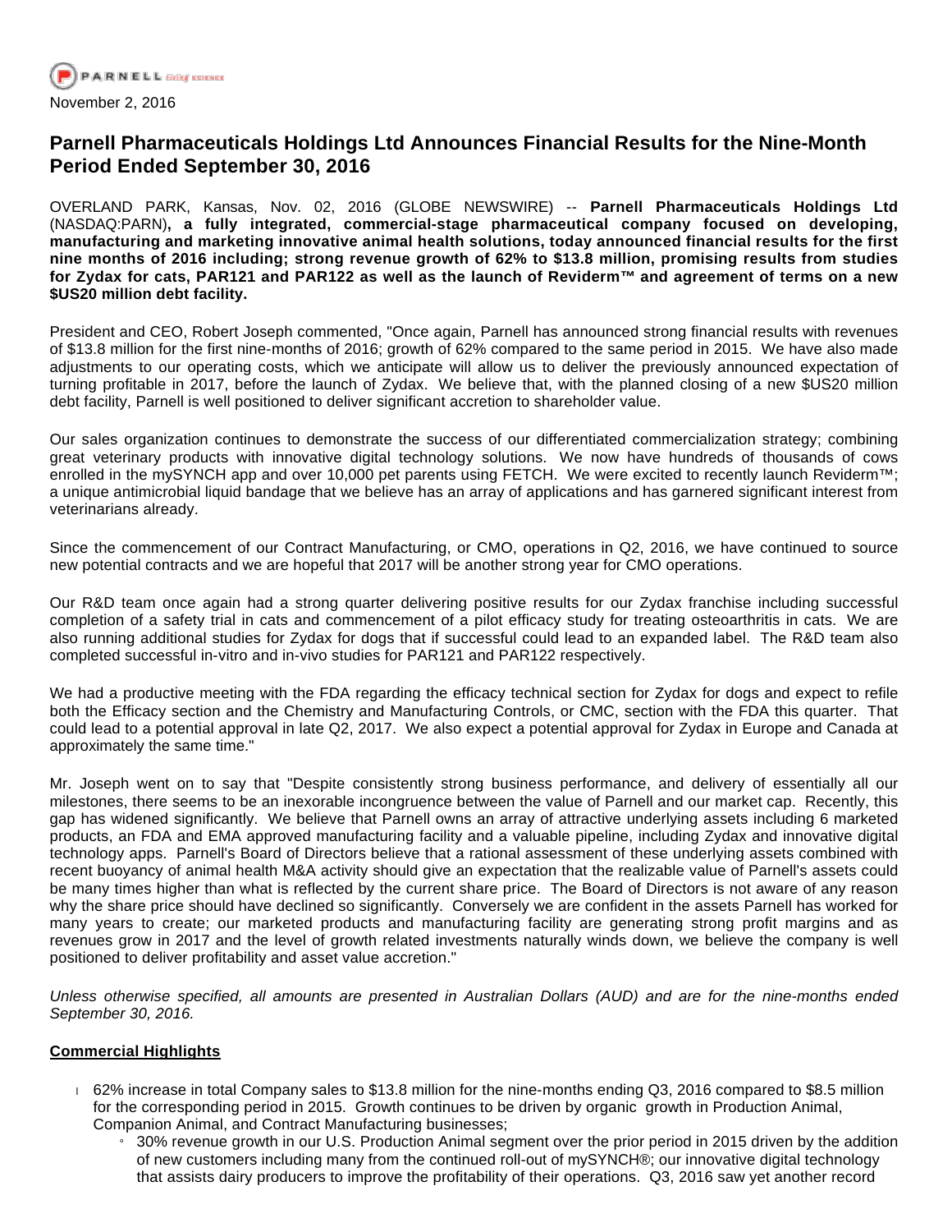PARNELL

November 2, 2016

# Parnell Pharmaceuticals Holdings Ltd Announces Financial Results for the Nine-Month Period Ended September 30, 2016

OVERLAND PARK, Kansas, Nov. 02, 2016 (GLOBE NEWSWIRE) -- **Parnell Pharmaceuticals Holdings Ltd** (NASDAQ:PARN)**, a fully integrated, commercial-stage pharmaceutical company focused on developing, manufacturing and marketing innovative animal health solutions, today announced financial results for the first nine months of 2016 including; strong revenue growth of 62% to $13.8 million, promising results from studies for Zydax for cats, PAR121 and PAR122 as well as the launch of Reviderm™ and agreement of terms on a new $US20 million debt facility.**

President and CEO, Robert Joseph commented, "Once again, Parnell has announced strong financial results with revenues of $13.8 million for the first nine-months of 2016; growth of 62% compared to the same period in 2015. We have also made adjustments to our operating costs, which we anticipate will allow us to deliver the previously announced expectation of turning profitable in 2017, before the launch of Zydax. We believe that, with the planned closing of a new $US20 million debt facility, Parnell is well positioned to deliver significant accretion to shareholder value.

Our sales organization continues to demonstrate the success of our differentiated commercialization strategy; combining great veterinary products with innovative digital technology solutions. We now have hundreds of thousands of cows enrolled in the mySYNCH app and over 10,000 pet parents using FETCH. We were excited to recently launch Reviderm™; a unique antimicrobial liquid bandage that we believe has an array of applications and has garnered significant interest from veterinarians already.

Since the commencement of our Contract Manufacturing, or CMO, operations in Q2, 2016, we have continued to source new potential contracts and we are hopeful that 2017 will be another strong year for CMO operations.

Our R&D team once again had a strong quarter delivering positive results for our Zydax franchise including successful completion of a safety trial in cats and commencement of a pilot efficacy study for treating osteoarthritis in cats. We are also running additional studies for Zydax for dogs that if successful could lead to an expanded label. The R&D team also completed successful in-vitro and in-vivo studies for PAR121 and PAR122 respectively.

We had a productive meeting with the FDA regarding the efficacy technical section for Zydax for dogs and expect to refile both the Efficacy section and the Chemistry and Manufacturing Controls, or CMC, section with the FDA this quarter. That could lead to a potential approval in late Q2, 2017. We also expect a potential approval for Zydax in Europe and Canada at approximately the same time."

Mr. Joseph went on to say that "Despite consistently strong business performance, and delivery of essentially all our milestones, there seems to be an inexorable incongruence between the value of Parnell and our market cap. Recently, this gap has widened significantly. We believe that Parnell owns an array of attractive underlying assets including 6 marketed products, an FDA and EMA approved manufacturing facility and a valuable pipeline, including Zydax and innovative digital technology apps. Parnell's Board of Directors believe that a rational assessment of these underlying assets combined with recent buoyancy of animal health M&A activity should give an expectation that the realizable value of Parnell's assets could be many times higher than what is reflected by the current share price. The Board of Directors is not aware of any reason why the share price should have declined so significantly. Conversely we are confident in the assets Parnell has worked for many years to create; our marketed products and manufacturing facility are generating strong profit margins and as revenues grow in 2017 and the level of growth related investments naturally winds down, we believe the company is well positioned to deliver profitability and asset value accretion."

*Unless otherwise specified, all amounts are presented in Australian Dollars (AUD) and are for the nine-months ended September 30, 2016.*

**Commercial Highlights**

- 62% increase in total Company sales to $13.8 million for the nine-months ending Q3, 2016 compared to $8.5 million for the corresponding period in 2015. Growth continues to be driven by organic growth in Production Animal, Companion Animal, and Contract Manufacturing businesses;
  - 30% revenue growth in our U.S. Production Animal segment over the prior period in 2015 driven by the addition of new customers including many from the continued roll-out of mySYNCH®; our innovative digital technology that assists dairy producers to improve the profitability of their operations. Q3, 2016 saw yet another record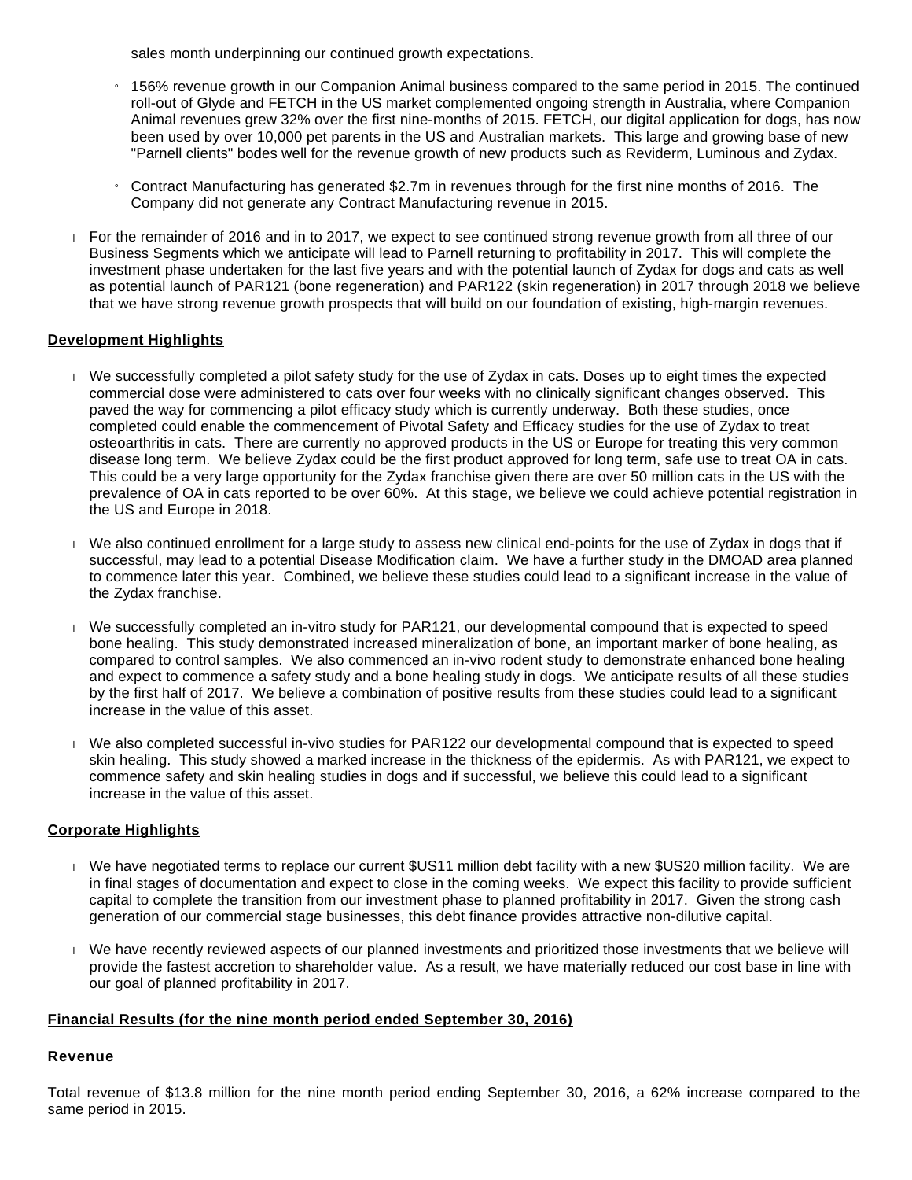sales month underpinning our continued growth expectations.

- 156% revenue growth in our Companion Animal business compared to the same period in 2015. The continued roll-out of Glyde and FETCH in the US market complemented ongoing strength in Australia, where Companion Animal revenues grew 32% over the first nine-months of 2015. FETCH, our digital application for dogs, has now been used by over 10,000 pet parents in the US and Australian markets. This large and growing base of new "Parnell clients" bodes well for the revenue growth of new products such as Reviderm, Luminous and Zydax.
- Contract Manufacturing has generated $2.7m in revenues through for the first nine months of 2016. The Company did not generate any Contract Manufacturing revenue in 2015.

- For the remainder of 2016 and in to 2017, we expect to see continued strong revenue growth from all three of our Business Segments which we anticipate will lead to Parnell returning to profitability in 2017. This will complete the investment phase undertaken for the last five years and with the potential launch of Zydax for dogs and cats as well as potential launch of PAR121 (bone regeneration) and PAR122 (skin regeneration) in 2017 through 2018 we believe that we have strong revenue growth prospects that will build on our foundation of existing, high-margin revenues.

## Development Highlights

- We successfully completed a pilot safety study for the use of Zydax in cats. Doses up to eight times the expected commercial dose were administered to cats over four weeks with no clinically significant changes observed. This paved the way for commencing a pilot efficacy study which is currently underway. Both these studies, once completed could enable the commencement of Pivotal Safety and Efficacy studies for the use of Zydax to treat osteoarthritis in cats. There are currently no approved products in the US or Europe for treating this very common disease long term. We believe Zydax could be the first product approved for long term, safe use to treat OA in cats. This could be a very large opportunity for the Zydax franchise given there are over 50 million cats in the US with the prevalence of OA in cats reported to be over 60%. At this stage, we believe we could achieve potential registration in the US and Europe in 2018.
- We also continued enrollment for a large study to assess new clinical end-points for the use of Zydax in dogs that if successful, may lead to a potential Disease Modification claim. We have a further study in the DMOAD area planned to commence later this year. Combined, we believe these studies could lead to a significant increase in the value of the Zydax franchise.
- We successfully completed an in-vitro study for PAR121, our developmental compound that is expected to speed bone healing. This study demonstrated increased mineralization of bone, an important marker of bone healing, as compared to control samples. We also commenced an in-vivo rodent study to demonstrate enhanced bone healing and expect to commence a safety study and a bone healing study in dogs. We anticipate results of all these studies by the first half of 2017. We believe a combination of positive results from these studies could lead to a significant increase in the value of this asset.
- We also completed successful in-vivo studies for PAR122 our developmental compound that is expected to speed skin healing. This study showed a marked increase in the thickness of the epidermis. As with PAR121, we expect to commence safety and skin healing studies in dogs and if successful, we believe this could lead to a significant increase in the value of this asset.

## Corporate Highlights

- We have negotiated terms to replace our current $US11 million debt facility with a new $US20 million facility. We are in final stages of documentation and expect to close in the coming weeks. We expect this facility to provide sufficient capital to complete the transition from our investment phase to planned profitability in 2017. Given the strong cash generation of our commercial stage businesses, this debt finance provides attractive non-dilutive capital.
- We have recently reviewed aspects of our planned investments and prioritized those investments that we believe will provide the fastest accretion to shareholder value. As a result, we have materially reduced our cost base in line with our goal of planned profitability in 2017.

## Financial Results (for the nine month period ended September 30, 2016)

### Revenue

Total revenue of $13.8 million for the nine month period ending September 30, 2016, a 62% increase compared to the same period in 2015.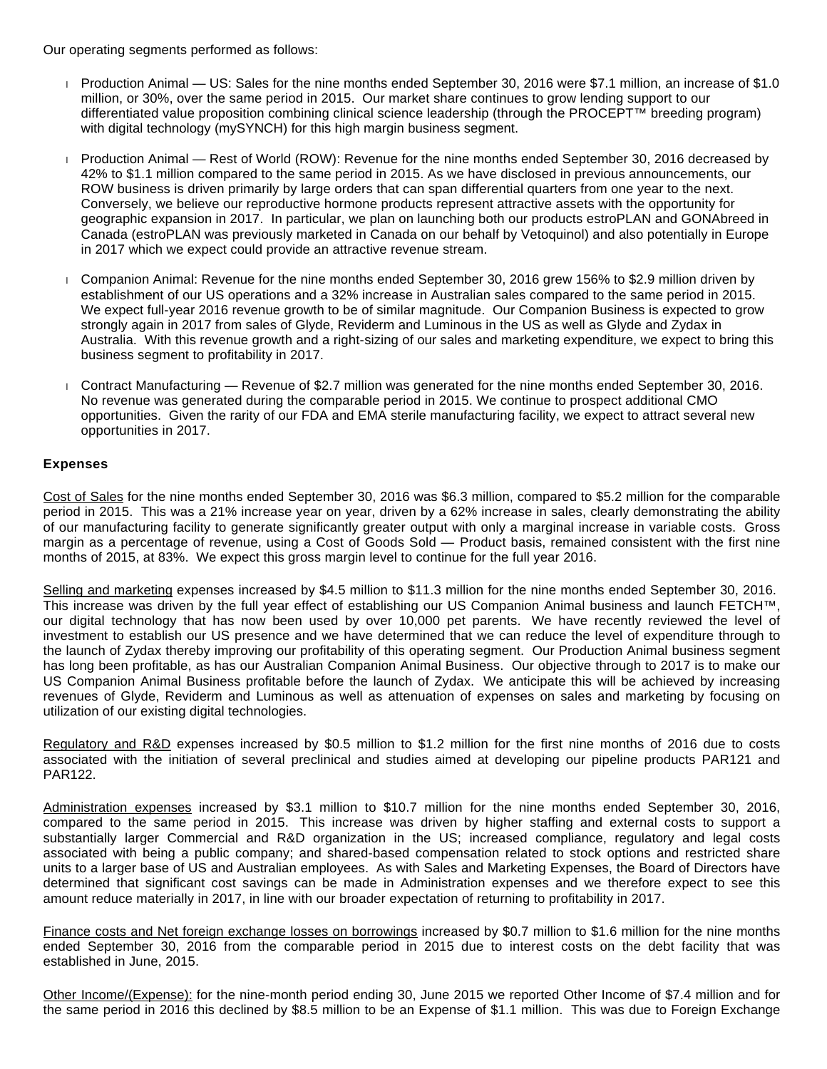Our operating segments performed as follows:

- Production Animal — US: Sales for the nine months ended September 30, 2016 were $7.1 million, an increase of $1.0 million, or 30%, over the same period in 2015. Our market share continues to grow lending support to our differentiated value proposition combining clinical science leadership (through the PROCEPT™ breeding program) with digital technology (mySYNCH) for this high margin business segment.

- Production Animal — Rest of World (ROW): Revenue for the nine months ended September 30, 2016 decreased by 42% to $1.1 million compared to the same period in 2015. As we have disclosed in previous announcements, our ROW business is driven primarily by large orders that can span differential quarters from one year to the next. Conversely, we believe our reproductive hormone products represent attractive assets with the opportunity for geographic expansion in 2017. In particular, we plan on launching both our products estroPLAN and GONAbreed in Canada (estroPLAN was previously marketed in Canada on our behalf by Vetoquinol) and also potentially in Europe in 2017 which we expect could provide an attractive revenue stream.

- Companion Animal: Revenue for the nine months ended September 30, 2016 grew 156% to $2.9 million driven by establishment of our US operations and a 32% increase in Australian sales compared to the same period in 2015. We expect full-year 2016 revenue growth to be of similar magnitude. Our Companion Business is expected to grow strongly again in 2017 from sales of Glyde, Reviderm and Luminous in the US as well as Glyde and Zydax in Australia. With this revenue growth and a right-sizing of our sales and marketing expenditure, we expect to bring this business segment to profitability in 2017.

- Contract Manufacturing — Revenue of $2.7 million was generated for the nine months ended September 30, 2016. No revenue was generated during the comparable period in 2015. We continue to prospect additional CMO opportunities. Given the rarity of our FDA and EMA sterile manufacturing facility, we expect to attract several new opportunities in 2017.

**Expenses**

Cost of Sales for the nine months ended September 30, 2016 was $6.3 million, compared to $5.2 million for the comparable period in 2015. This was a 21% increase year on year, driven by a 62% increase in sales, clearly demonstrating the ability of our manufacturing facility to generate significantly greater output with only a marginal increase in variable costs. Gross margin as a percentage of revenue, using a Cost of Goods Sold — Product basis, remained consistent with the first nine months of 2015, at 83%. We expect this gross margin level to continue for the full year 2016.

Selling and marketing expenses increased by $4.5 million to $11.3 million for the nine months ended September 30, 2016. This increase was driven by the full year effect of establishing our US Companion Animal business and launch FETCH™, our digital technology that has now been used by over 10,000 pet parents. We have recently reviewed the level of investment to establish our US presence and we have determined that we can reduce the level of expenditure through to the launch of Zydax thereby improving our profitability of this operating segment. Our Production Animal business segment has long been profitable, as has our Australian Companion Animal Business. Our objective through to 2017 is to make our US Companion Animal Business profitable before the launch of Zydax. We anticipate this will be achieved by increasing revenues of Glyde, Reviderm and Luminous as well as attenuation of expenses on sales and marketing by focusing on utilization of our existing digital technologies.

Regulatory and R&D expenses increased by $0.5 million to $1.2 million for the first nine months of 2016 due to costs associated with the initiation of several preclinical and studies aimed at developing our pipeline products PAR121 and PAR122.

Administration expenses increased by $3.1 million to $10.7 million for the nine months ended September 30, 2016, compared to the same period in 2015. This increase was driven by higher staffing and external costs to support a substantially larger Commercial and R&D organization in the US; increased compliance, regulatory and legal costs associated with being a public company; and shared-based compensation related to stock options and restricted share units to a larger base of US and Australian employees. As with Sales and Marketing Expenses, the Board of Directors have determined that significant cost savings can be made in Administration expenses and we therefore expect to see this amount reduce materially in 2017, in line with our broader expectation of returning to profitability in 2017.

Finance costs and Net foreign exchange losses on borrowings increased by $0.7 million to $1.6 million for the nine months ended September 30, 2016 from the comparable period in 2015 due to interest costs on the debt facility that was established in June, 2015.

Other Income/(Expense): for the nine-month period ending 30, June 2015 we reported Other Income of $7.4 million and for the same period in 2016 this declined by $8.5 million to be an Expense of $1.1 million. This was due to Foreign Exchange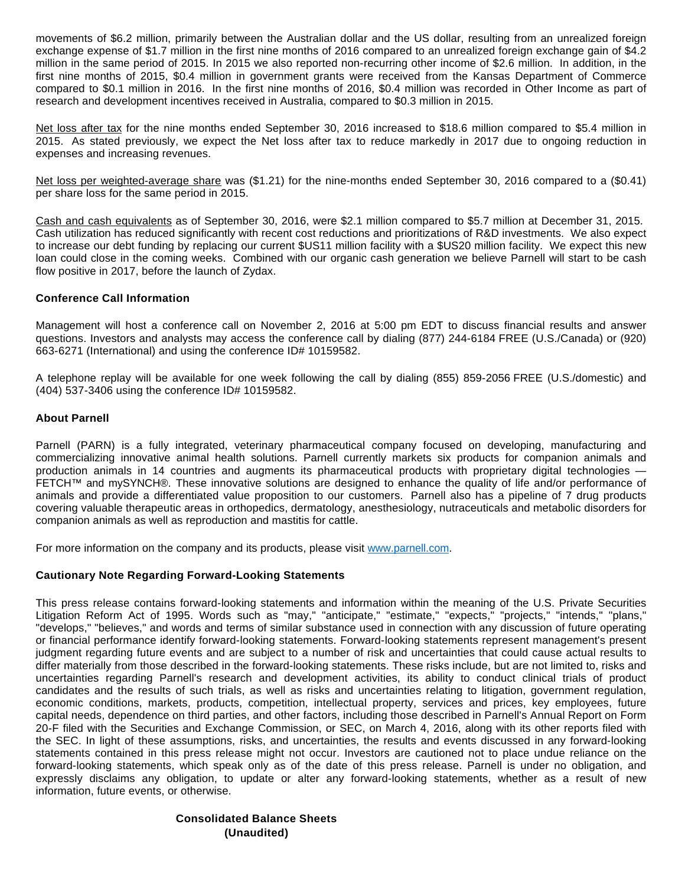movements of $6.2 million, primarily between the Australian dollar and the US dollar, resulting from an unrealized foreign exchange expense of $1.7 million in the first nine months of 2016 compared to an unrealized foreign exchange gain of $4.2 million in the same period of 2015. In 2015 we also reported non-recurring other income of $2.6 million. In addition, in the first nine months of 2015, $0.4 million in government grants were received from the Kansas Department of Commerce compared to $0.1 million in 2016. In the first nine months of 2016, $0.4 million was recorded in Other Income as part of research and development incentives received in Australia, compared to $0.3 million in 2015.

Net loss after tax for the nine months ended September 30, 2016 increased to $18.6 million compared to $5.4 million in 2015. As stated previously, we expect the Net loss after tax to reduce markedly in 2017 due to ongoing reduction in expenses and increasing revenues.

Net loss per weighted-average share was ($1.21) for the nine-months ended September 30, 2016 compared to a ($0.41) per share loss for the same period in 2015.

Cash and cash equivalents as of September 30, 2016, were $2.1 million compared to $5.7 million at December 31, 2015. Cash utilization has reduced significantly with recent cost reductions and prioritizations of R&D investments. We also expect to increase our debt funding by replacing our current $US11 million facility with a $US20 million facility. We expect this new loan could close in the coming weeks. Combined with our organic cash generation we believe Parnell will start to be cash flow positive in 2017, before the launch of Zydax.

**Conference Call Information**

Management will host a conference call on November 2, 2016 at 5:00 pm EDT to discuss financial results and answer questions. Investors and analysts may access the conference call by dialing (877) 244-6184 FREE (U.S./Canada) or (920) 663-6271 (International) and using the conference ID# 10159582.

A telephone replay will be available for one week following the call by dialing (855) 859-2056 FREE (U.S./domestic) and (404) 537-3406 using the conference ID# 10159582.

**About Parnell**

Parnell (PARN) is a fully integrated, veterinary pharmaceutical company focused on developing, manufacturing and commercializing innovative animal health solutions. Parnell currently markets six products for companion animals and production animals in 14 countries and augments its pharmaceutical products with proprietary digital technologies — FETCH™ and mySYNCH®. These innovative solutions are designed to enhance the quality of life and/or performance of animals and provide a differentiated value proposition to our customers. Parnell also has a pipeline of 7 drug products covering valuable therapeutic areas in orthopedics, dermatology, anesthesiology, nutraceuticals and metabolic disorders for companion animals as well as reproduction and mastitis for cattle.

For more information on the company and its products, please visit www.parnell.com.

**Cautionary Note Regarding Forward-Looking Statements**

This press release contains forward-looking statements and information within the meaning of the U.S. Private Securities Litigation Reform Act of 1995. Words such as "may," "anticipate," "estimate," "expects," "projects," "intends," "plans," "develops," "believes," and words and terms of similar substance used in connection with any discussion of future operating or financial performance identify forward-looking statements. Forward-looking statements represent management's present judgment regarding future events and are subject to a number of risk and uncertainties that could cause actual results to differ materially from those described in the forward-looking statements. These risks include, but are not limited to, risks and uncertainties regarding Parnell's research and development activities, its ability to conduct clinical trials of product candidates and the results of such trials, as well as risks and uncertainties relating to litigation, government regulation, economic conditions, markets, products, competition, intellectual property, services and prices, key employees, future capital needs, dependence on third parties, and other factors, including those described in Parnell's Annual Report on Form 20-F filed with the Securities and Exchange Commission, or SEC, on March 4, 2016, along with its other reports filed with the SEC. In light of these assumptions, risks, and uncertainties, the results and events discussed in any forward-looking statements contained in this press release might not occur. Investors are cautioned not to place undue reliance on the forward-looking statements, which speak only as of the date of this press release. Parnell is under no obligation, and expressly disclaims any obligation, to update or alter any forward-looking statements, whether as a result of new information, future events, or otherwise.

**Consolidated Balance Sheets**
**(Unaudited)**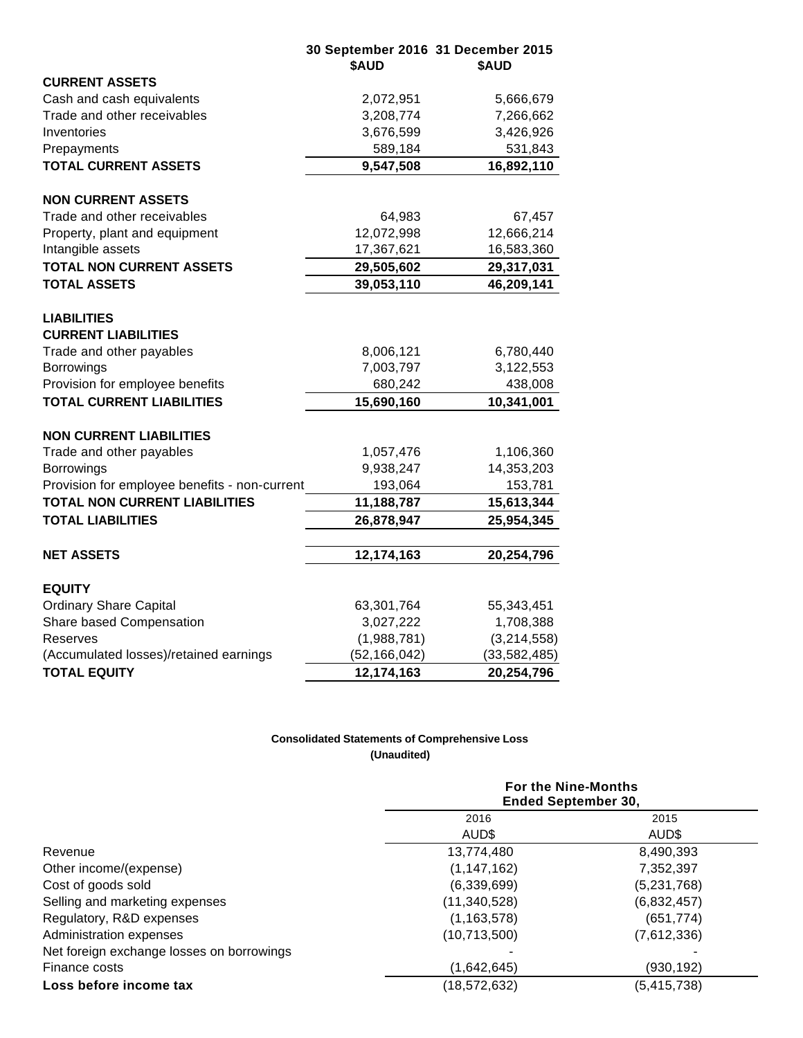| | 30 September 2016 | 31 December 2015 |
|---|---|---|
| | $AUD | $AUD |
| **CURRENT ASSETS** | | |
| Cash and cash equivalents | 2,072,951 | 5,666,679 |
| Trade and other receivables | 3,208,774 | 7,266,662 |
| Inventories | 3,676,599 | 3,426,926 |
| Prepayments | 589,184 | 531,843 |
| **TOTAL CURRENT ASSETS** | **9,547,508** | **16,892,110** |
| | | |
| **NON CURRENT ASSETS** | | |
| Trade and other receivables | 64,983 | 67,457 |
| Property, plant and equipment | 12,072,998 | 12,666,214 |
| Intangible assets | 17,367,621 | 16,583,360 |
| **TOTAL NON CURRENT ASSETS** | **29,505,602** | **29,317,031** |
| **TOTAL ASSETS** | **39,053,110** | **46,209,141** |
| | | |
| **LIABILITIES** | | |
| **CURRENT LIABILITIES** | | |
| Trade and other payables | 8,006,121 | 6,780,440 |
| Borrowings | 7,003,797 | 3,122,553 |
| Provision for employee benefits | 680,242 | 438,008 |
| **TOTAL CURRENT LIABILITIES** | **15,690,160** | **10,341,001** |
| | | |
| **NON CURRENT LIABILITIES** | | |
| Trade and other payables | 1,057,476 | 1,106,360 |
| Borrowings | 9,938,247 | 14,353,203 |
| Provision for employee benefits - non-current | 193,064 | 153,781 |
| **TOTAL NON CURRENT LIABILITIES** | **11,188,787** | **15,613,344** |
| **TOTAL LIABILITIES** | **26,878,947** | **25,954,345** |
| | | |
| **NET ASSETS** | **12,174,163** | **20,254,796** |
| | | |
| **EQUITY** | | |
| Ordinary Share Capital | 63,301,764 | 55,343,451 |
| Share based Compensation | 3,027,222 | 1,708,388 |
| Reserves | (1,988,781) | (3,214,558) |
| (Accumulated losses)/retained earnings | (52,166,042) | (33,582,485) |
| **TOTAL EQUITY** | **12,174,163** | **20,254,796** |

**Consolidated Statements of Comprehensive Loss**

**(Unaudited)**

| | For the Nine-Months Ended September 30, | |
|---|---|---|
| | 2016 | 2015 |
| | AUD$ | AUD$ |
| Revenue | 13,774,480 | 8,490,393 |
| Other income/(expense) | (1,147,162) | 7,352,397 |
| Cost of goods sold | (6,339,699) | (5,231,768) |
| Selling and marketing expenses | (11,340,528) | (6,832,457) |
| Regulatory, R&D expenses | (1,163,578) | (651,774) |
| Administration expenses | (10,713,500) | (7,612,336) |
| Net foreign exchange losses on borrowings | - | - |
| Finance costs | (1,642,645) | (930,192) |
| **Loss before income tax** | (18,572,632) | (5,415,738) |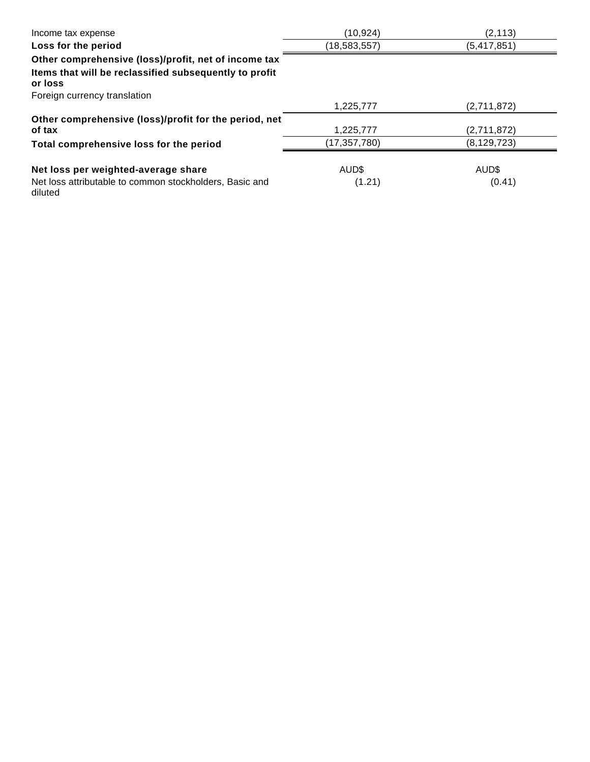| | | |
|---|---|---|
| Income tax expense | (10,924) | (2,113) |
| **Loss for the period** | (18,583,557) | (5,417,851) |
| **Other comprehensive (loss)/profit, net of income tax** | | |
| **Items that will be reclassified subsequently to profit or loss** | | |
| Foreign currency translation | 1,225,777 | (2,711,872) |
| **Other comprehensive (loss)/profit for the period, net of tax** | 1,225,777 | (2,711,872) |
| **Total comprehensive loss for the period** | (17,357,780) | (8,129,723) |
| | | |
| **Net loss per weighted-average share** | AUD$ | AUD$ |
| Net loss attributable to common stockholders, Basic and diluted | (1.21) | (0.41) |